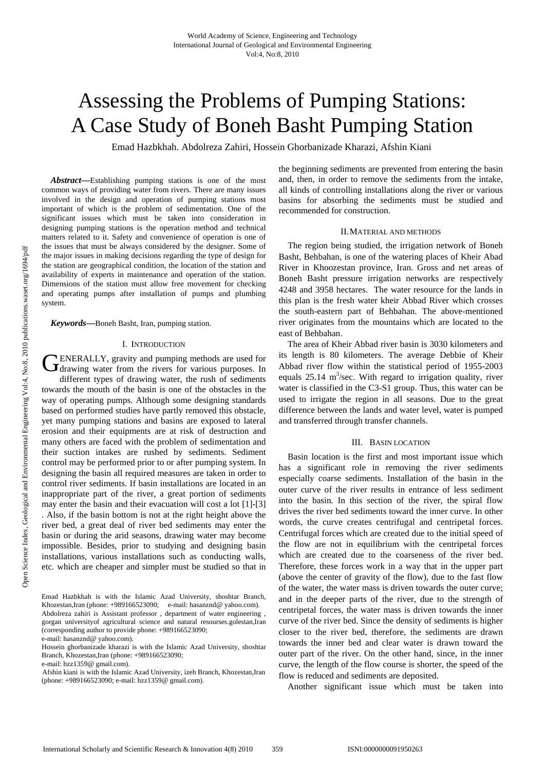# Assessing the Problems of Pumping Stations: A Case Study of Boneh Basht Pumping Station

Emad Hazbkhah. Abdolreza Zahiri, Hossein Ghorbanizade Kharazi, Afshin Kiani

***Abstract*—**Establishing pumping stations is one of the most common ways of providing water from rivers. There are many issues involved in the design and operation of pumping stations most important of which is the problem of sedimentation. One of the significant issues which must be taken into consideration in designing pumping stations is the operation method and technical matters related to it. Safety and convenience of operation is one of the issues that must be always considered by the designer. Some of the major issues in making decisions regarding the type of design for the station are geographical condition, the location of the station and availability of experts in maintenance and operation of the station. Dimensions of the station must allow free movement for checking and operating pumps after installation of pumps and plumbing system.

***Keywords*—**Boneh Basht, Iran, pumping station.

## I. Introduction

GENERALLY, gravity and pumping methods are used for drawing water from the rivers for various purposes. In different types of drawing water, the rush of sediments towards the mouth of the basin is one of the obstacles in the way of operating pumps. Although some designing standards based on performed studies have partly removed this obstacle, yet many pumping stations and basins are exposed to lateral erosion and their equipments are at risk of destruction and many others are faced with the problem of sedimentation and their suction intakes are rushed by sediments. Sediment control may be performed prior to or after pumping system. In designing the basin all required measures are taken in order to control river sediments. If basin installations are located in an inappropriate part of the river, a great portion of sediments may enter the basin and their evacuation will cost a lot [1]-[3] . Also, if the basin bottom is not at the right height above the river bed, a great deal of river bed sediments may enter the basin or during the arid seasons, drawing water may become impossible. Besides, prior to studying and designing basin installations, various installations such as conducting walls, etc. which are cheaper and simpler must be studied so that in the beginning sediments are prevented from entering the basin and, then, in order to remove the sediments from the intake, all kinds of controlling installations along the river or various basins for absorbing the sediments must be studied and recommended for construction.

Emad Hazbkhah is with the Islamic Azad University, shoshtar Branch, Khozestan,Iran (phone: +989166523090; e-mail: hasanznd@ yahoo.com).

Abdolreza zahiri is Assistant professor , department of water engineering , gorgan universityof agricultural science and natural resourses.golestan,Iran (corresponding author to provide phone: +989166523090;

e-mail: hasanznd@ yahoo.com).

Hossein ghorbanizade kharazi is with the Islamic Azad University, shoshtar Branch, Khozestan,Iran (phone: +989166523090;

e-mail: hzz1359@ gmail.com).

Afshin kiani is with the Islamic Azad University, izeh Branch, Khozestan,Iran (phone: +989166523090; e-mail: hzz1359@ gmail.com).

## II. Material and methods

The region being studied, the irrigation network of Boneh Basht, Behbahan, is one of the watering places of Kheir Abad River in Khoozestan province, Iran. Gross and net areas of Boneh Basht pressure irrigation networks are respectively 4248 and 3958 hectares. The water resource for the lands in this plan is the fresh water kheir Abbad River which crosses the south-eastern part of Behbahan. The above-mentioned river originates from the mountains which are located to the east of Behbahan.

The area of Kheir Abbad river basin is 3030 kilometers and its length is 80 kilometers. The average Debbie of Kheir Abbad river flow within the statistical period of 1955-2003 equals 25.14 $m^3$/sec. With regard to irrigation quality, river water is classified in the C3-S1 group. Thus, this water can be used to irrigate the region in all seasons. Due to the great difference between the lands and water level, water is pumped and transferred through transfer channels.

## III. Basin location

Basin location is the first and most important issue which has a significant role in removing the river sediments especially coarse sediments. Installation of the basin in the outer curve of the river results in entrance of less sediment into the basin. In this section of the river, the spiral flow drives the river bed sediments toward the inner curve. In other words, the curve creates centrifugal and centripetal forces. Centrifugal forces which are created due to the initial speed of the flow are not in equilibrium with the centripetal forces which are created due to the coarseness of the river bed. Therefore, these forces work in a way that in the upper part (above the center of gravity of the flow), due to the fast flow of the water, the water mass is driven towards the outer curve; and in the deeper parts of the river, due to the strength of centripetal forces, the water mass is driven towards the inner curve of the river bed. Since the density of sediments is higher closer to the river bed, therefore, the sediments are drawn towards the inner bed and clear water is drawn toward the outer part of the river. On the other hand, since, in the inner curve, the length of the flow course is shorter, the speed of the flow is reduced and sediments are deposited.

Another significant issue which must be taken into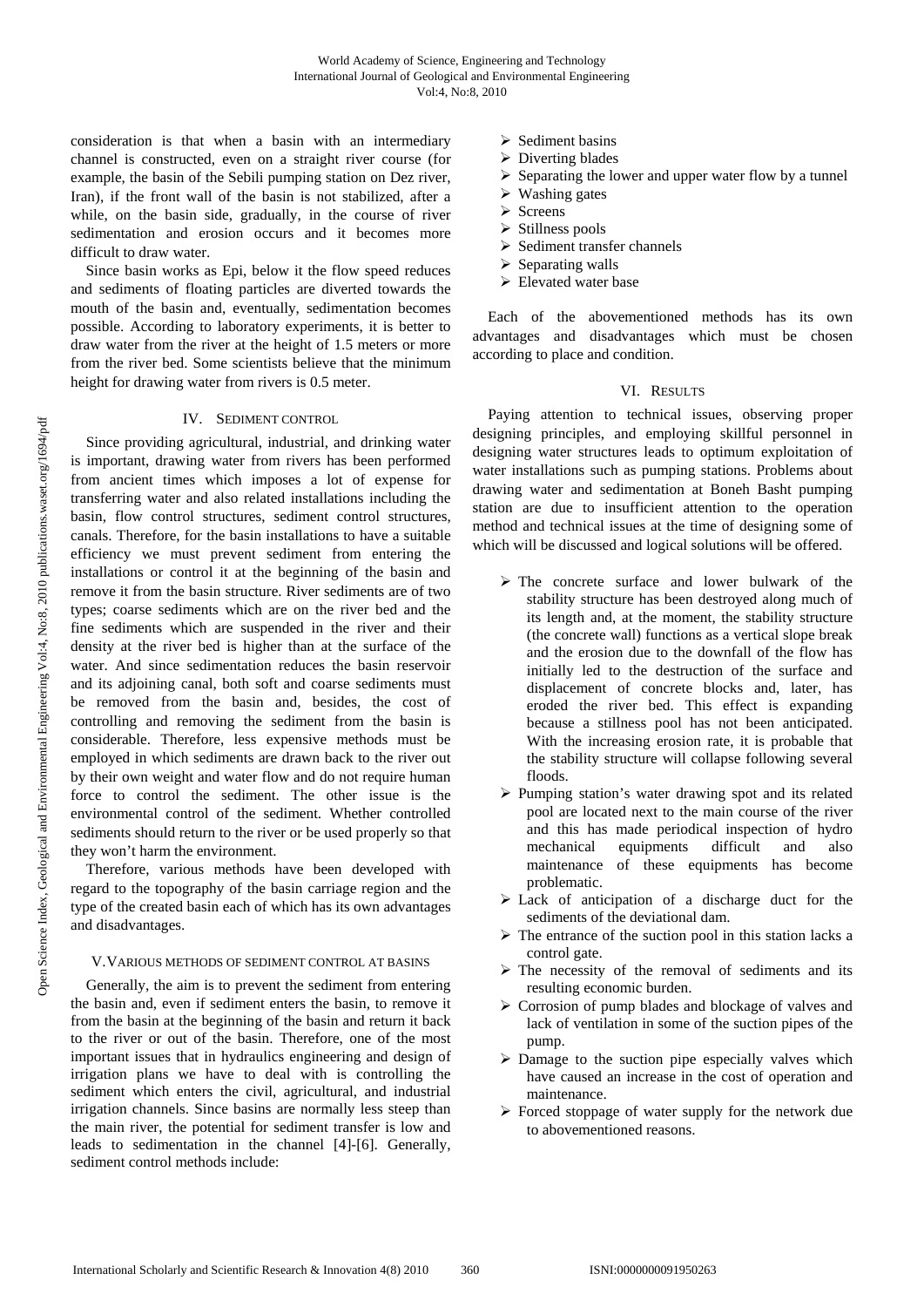consideration is that when a basin with an intermediary channel is constructed, even on a straight river course (for example, the basin of the Sebili pumping station on Dez river, Iran), if the front wall of the basin is not stabilized, after a while, on the basin side, gradually, in the course of river sedimentation and erosion occurs and it becomes more difficult to draw water.

Since basin works as Epi, below it the flow speed reduces and sediments of floating particles are diverted towards the mouth of the basin and, eventually, sedimentation becomes possible. According to laboratory experiments, it is better to draw water from the river at the height of 1.5 meters or more from the river bed. Some scientists believe that the minimum height for drawing water from rivers is 0.5 meter.

## IV. Sediment control

Since providing agricultural, industrial, and drinking water is important, drawing water from rivers has been performed from ancient times which imposes a lot of expense for transferring water and also related installations including the basin, flow control structures, sediment control structures, canals. Therefore, for the basin installations to have a suitable efficiency we must prevent sediment from entering the installations or control it at the beginning of the basin and remove it from the basin structure. River sediments are of two types; coarse sediments which are on the river bed and the fine sediments which are suspended in the river and their density at the river bed is higher than at the surface of the water. And since sedimentation reduces the basin reservoir and its adjoining canal, both soft and coarse sediments must be removed from the basin and, besides, the cost of controlling and removing the sediment from the basin is considerable. Therefore, less expensive methods must be employed in which sediments are drawn back to the river out by their own weight and water flow and do not require human force to control the sediment. The other issue is the environmental control of the sediment. Whether controlled sediments should return to the river or be used properly so that they won't harm the environment.

Therefore, various methods have been developed with regard to the topography of the basin carriage region and the type of the created basin each of which has its own advantages and disadvantages.

## V. Various methods of sediment control at basins

Generally, the aim is to prevent the sediment from entering the basin and, even if sediment enters the basin, to remove it from the basin at the beginning of the basin and return it back to the river or out of the basin. Therefore, one of the most important issues that in hydraulics engineering and design of irrigation plans we have to deal with is controlling the sediment which enters the civil, agricultural, and industrial irrigation channels. Since basins are normally less steep than the main river, the potential for sediment transfer is low and leads to sedimentation in the channel [4]-[6]. Generally, sediment control methods include:

- Sediment basins
- Diverting blades
- Separating the lower and upper water flow by a tunnel
- Washing gates
- Screens
- Stillness pools
- Sediment transfer channels
- Separating walls
- Elevated water base

Each of the abovementioned methods has its own advantages and disadvantages which must be chosen according to place and condition.

## VI. Results

Paying attention to technical issues, observing proper designing principles, and employing skillful personnel in designing water structures leads to optimum exploitation of water installations such as pumping stations. Problems about drawing water and sedimentation at Boneh Basht pumping station are due to insufficient attention to the operation method and technical issues at the time of designing some of which will be discussed and logical solutions will be offered.

- The concrete surface and lower bulwark of the stability structure has been destroyed along much of its length and, at the moment, the stability structure (the concrete wall) functions as a vertical slope break and the erosion due to the downfall of the flow has initially led to the destruction of the surface and displacement of concrete blocks and, later, has eroded the river bed. This effect is expanding because a stillness pool has not been anticipated. With the increasing erosion rate, it is probable that the stability structure will collapse following several floods.
- Pumping station's water drawing spot and its related pool are located next to the main course of the river and this has made periodical inspection of hydro mechanical equipments difficult and also maintenance of these equipments has become problematic.
- Lack of anticipation of a discharge duct for the sediments of the deviational dam.
- The entrance of the suction pool in this station lacks a control gate.
- The necessity of the removal of sediments and its resulting economic burden.
- Corrosion of pump blades and blockage of valves and lack of ventilation in some of the suction pipes of the pump.
- Damage to the suction pipe especially valves which have caused an increase in the cost of operation and maintenance.
- Forced stoppage of water supply for the network due to abovementioned reasons.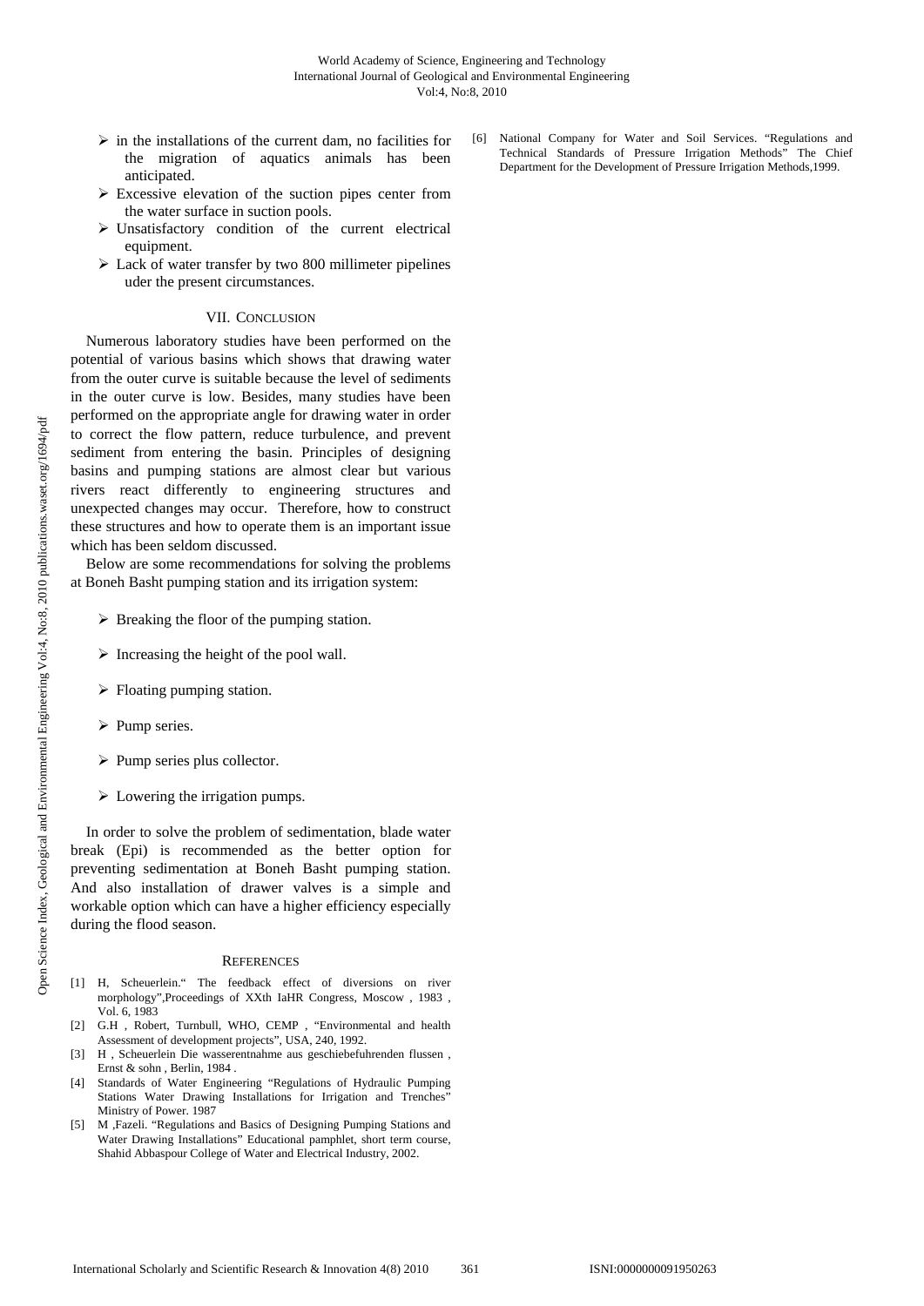- in the installations of the current dam, no facilities for the migration of aquatics animals has been anticipated.
- Excessive elevation of the suction pipes center from the water surface in suction pools.
- Unsatisfactory condition of the current electrical equipment.
- Lack of water transfer by two 800 millimeter pipelines uder the present circumstances.

## VII. Conclusion

Numerous laboratory studies have been performed on the potential of various basins which shows that drawing water from the outer curve is suitable because the level of sediments in the outer curve is low. Besides, many studies have been performed on the appropriate angle for drawing water in order to correct the flow pattern, reduce turbulence, and prevent sediment from entering the basin. Principles of designing basins and pumping stations are almost clear but various rivers react differently to engineering structures and unexpected changes may occur. Therefore, how to construct these structures and how to operate them is an important issue which has been seldom discussed.

Below are some recommendations for solving the problems at Boneh Basht pumping station and its irrigation system:

- Breaking the floor of the pumping station.
- Increasing the height of the pool wall.
- Floating pumping station.
- Pump series.
- Pump series plus collector.
- Lowering the irrigation pumps.

In order to solve the problem of sedimentation, blade water break (Epi) is recommended as the better option for preventing sedimentation at Boneh Basht pumping station. And also installation of drawer valves is a simple and workable option which can have a higher efficiency especially during the flood season.

## References

[1] H, Scheuerlein.“ The feedback effect of diversions on river morphology”,Proceedings of XXth IaHR Congress, Moscow , 1983 , Vol. 6, 1983

[2] G.H , Robert, Turnbull, WHO, CEMP , “Environmental and health Assessment of development projects”, USA, 240, 1992.

[3] H , Scheuerlein Die wasserentnahme aus geschiebefuhrenden flussen , Ernst & sohn , Berlin, 1984 .

[4] Standards of Water Engineering “Regulations of Hydraulic Pumping Stations Water Drawing Installations for Irrigation and Trenches” Ministry of Power. 1987

[5] M ,Fazeli. “Regulations and Basics of Designing Pumping Stations and Water Drawing Installations” Educational pamphlet, short term course, Shahid Abbaspour College of Water and Electrical Industry, 2002.

[6] National Company for Water and Soil Services. “Regulations and Technical Standards of Pressure Irrigation Methods” The Chief Department for the Development of Pressure Irrigation Methods,1999.